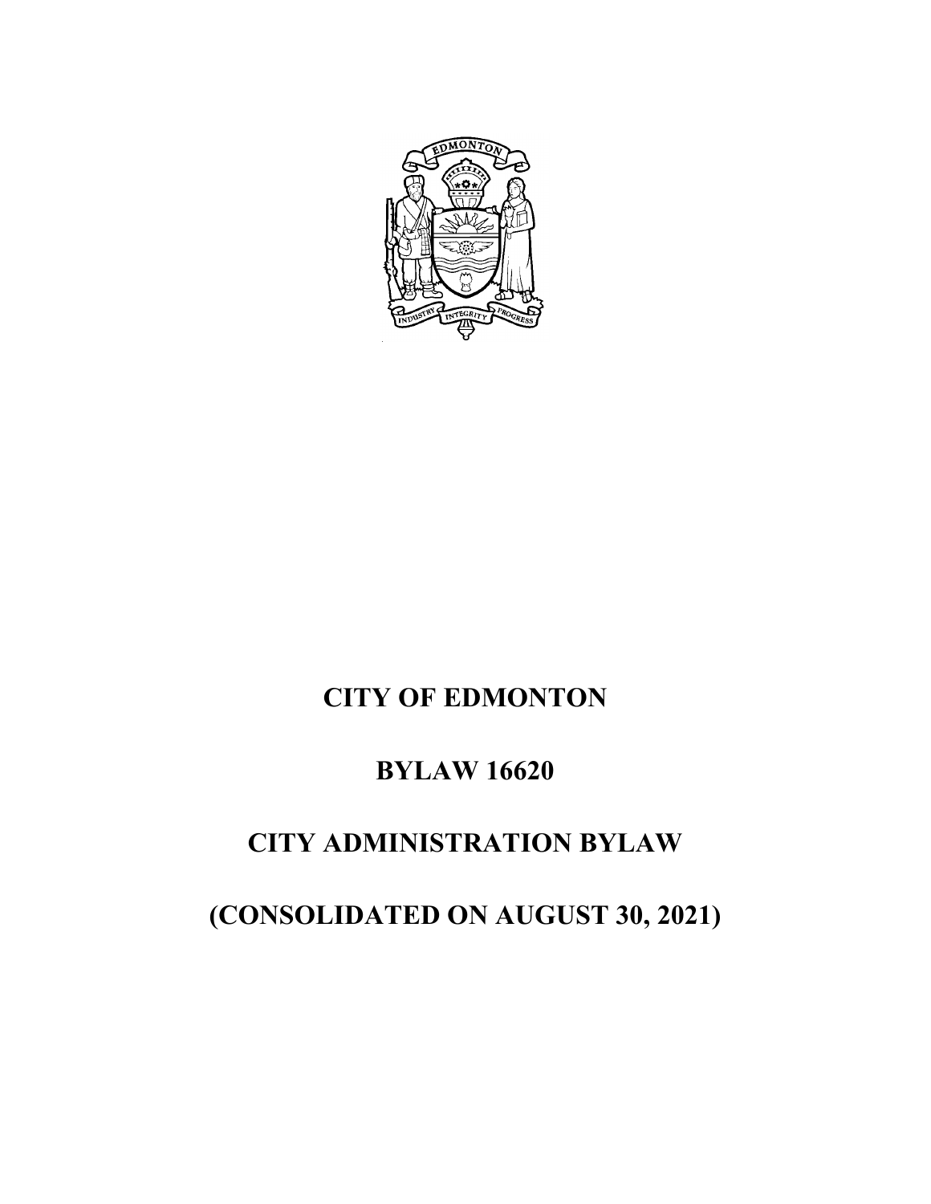# CITY OF EDMONTON

# BYLAW 16620

# CITY ADMINISTRATION BYLAW

# (CONSOLIDATED ON AUGUST 30, 2021)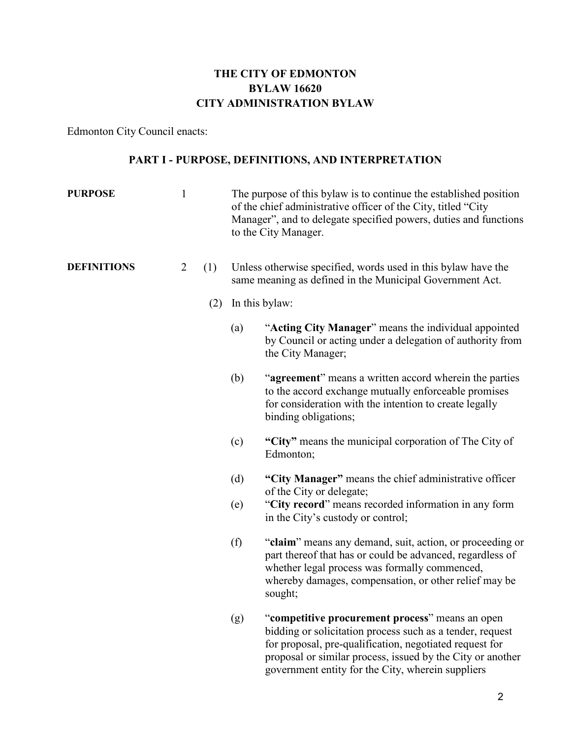# THE CITY OF EDMONTON
# BYLAW 16620
# CITY ADMINISTRATION BYLAW

Edmonton City Council enacts:

## PART I - PURPOSE, DEFINITIONS, AND INTERPRETATION

**PURPOSE**

1 The purpose of this bylaw is to continue the established position of the chief administrative officer of the City, titled "City Manager", and to delegate specified powers, duties and functions to the City Manager.

**DEFINITIONS**

2 (1) Unless otherwise specified, words used in this bylaw have the same meaning as defined in the Municipal Government Act.

(2) In this bylaw:

(a) "**Acting City Manager**" means the individual appointed by Council or acting under a delegation of authority from the City Manager;

(b) "**agreement**" means a written accord wherein the parties to the accord exchange mutually enforceable promises for consideration with the intention to create legally binding obligations;

(c) **"City"** means the municipal corporation of The City of Edmonton;

(d) **"City Manager"** means the chief administrative officer of the City or delegate;

(e) "**City record**" means recorded information in any form in the City's custody or control;

(f) "**claim**" means any demand, suit, action, or proceeding or part thereof that has or could be advanced, regardless of whether legal process was formally commenced, whereby damages, compensation, or other relief may be sought;

(g) "**competitive procurement process**" means an open bidding or solicitation process such as a tender, request for proposal, pre-qualification, negotiated request for proposal or similar process, issued by the City or another government entity for the City, wherein suppliers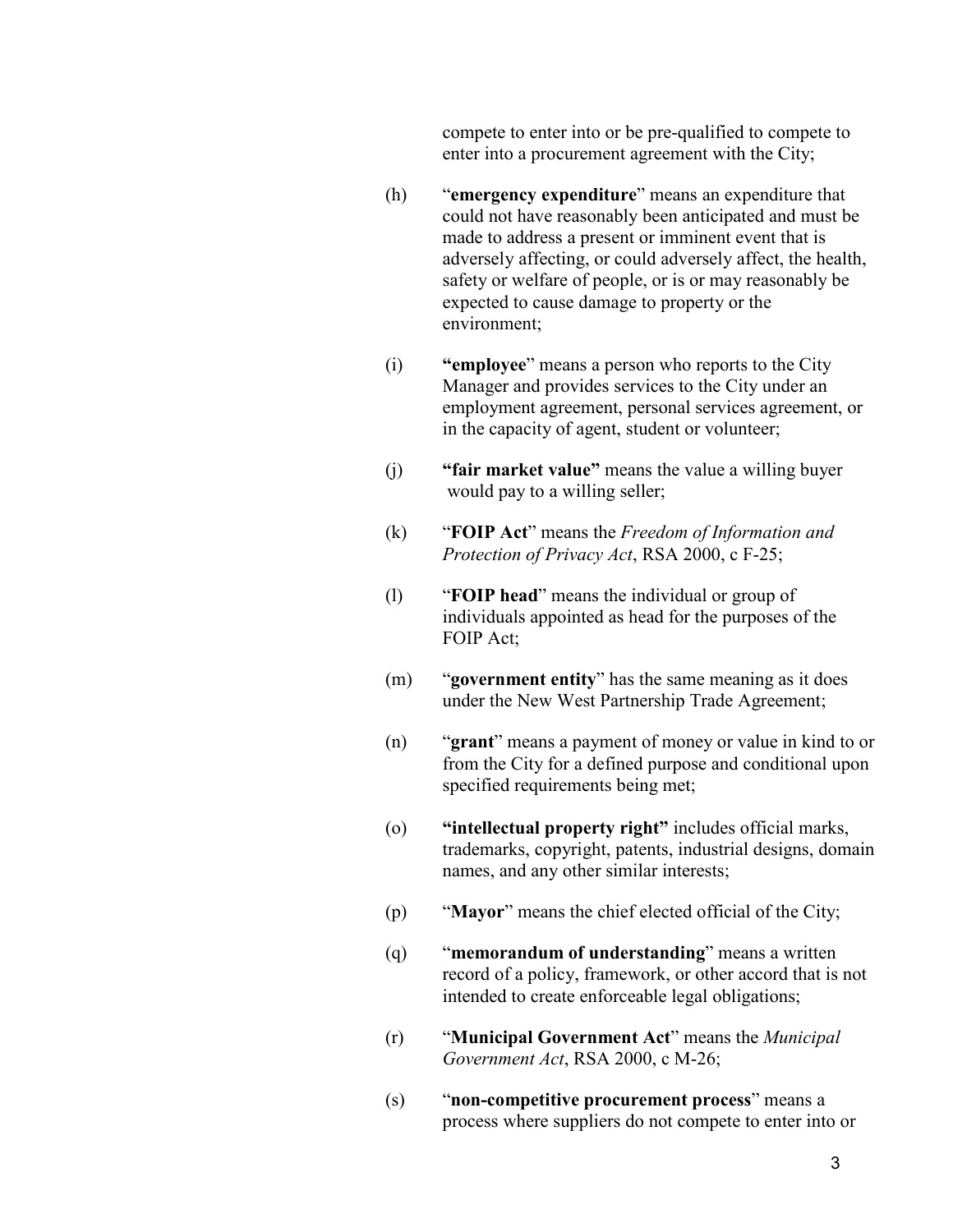compete to enter into or be pre-qualified to compete to enter into a procurement agreement with the City;

(h) "**emergency expenditure**" means an expenditure that could not have reasonably been anticipated and must be made to address a present or imminent event that is adversely affecting, or could adversely affect, the health, safety or welfare of people, or is or may reasonably be expected to cause damage to property or the environment;

(i) **"employee**" means a person who reports to the City Manager and provides services to the City under an employment agreement, personal services agreement, or in the capacity of agent, student or volunteer;

(j) **"fair market value"** means the value a willing buyer would pay to a willing seller;

(k) "**FOIP Act**" means the *Freedom of Information and Protection of Privacy Act*, RSA 2000, c F-25;

(l) "**FOIP head**" means the individual or group of individuals appointed as head for the purposes of the FOIP Act;

(m) "**government entity**" has the same meaning as it does under the New West Partnership Trade Agreement;

(n) "**grant**" means a payment of money or value in kind to or from the City for a defined purpose and conditional upon specified requirements being met;

(o) **"intellectual property right"** includes official marks, trademarks, copyright, patents, industrial designs, domain names, and any other similar interests;

(p) "**Mayor**" means the chief elected official of the City;

(q) "**memorandum of understanding**" means a written record of a policy, framework, or other accord that is not intended to create enforceable legal obligations;

(r) "**Municipal Government Act**" means the *Municipal Government Act*, RSA 2000, c M-26;

(s) "**non-competitive procurement process**" means a process where suppliers do not compete to enter into or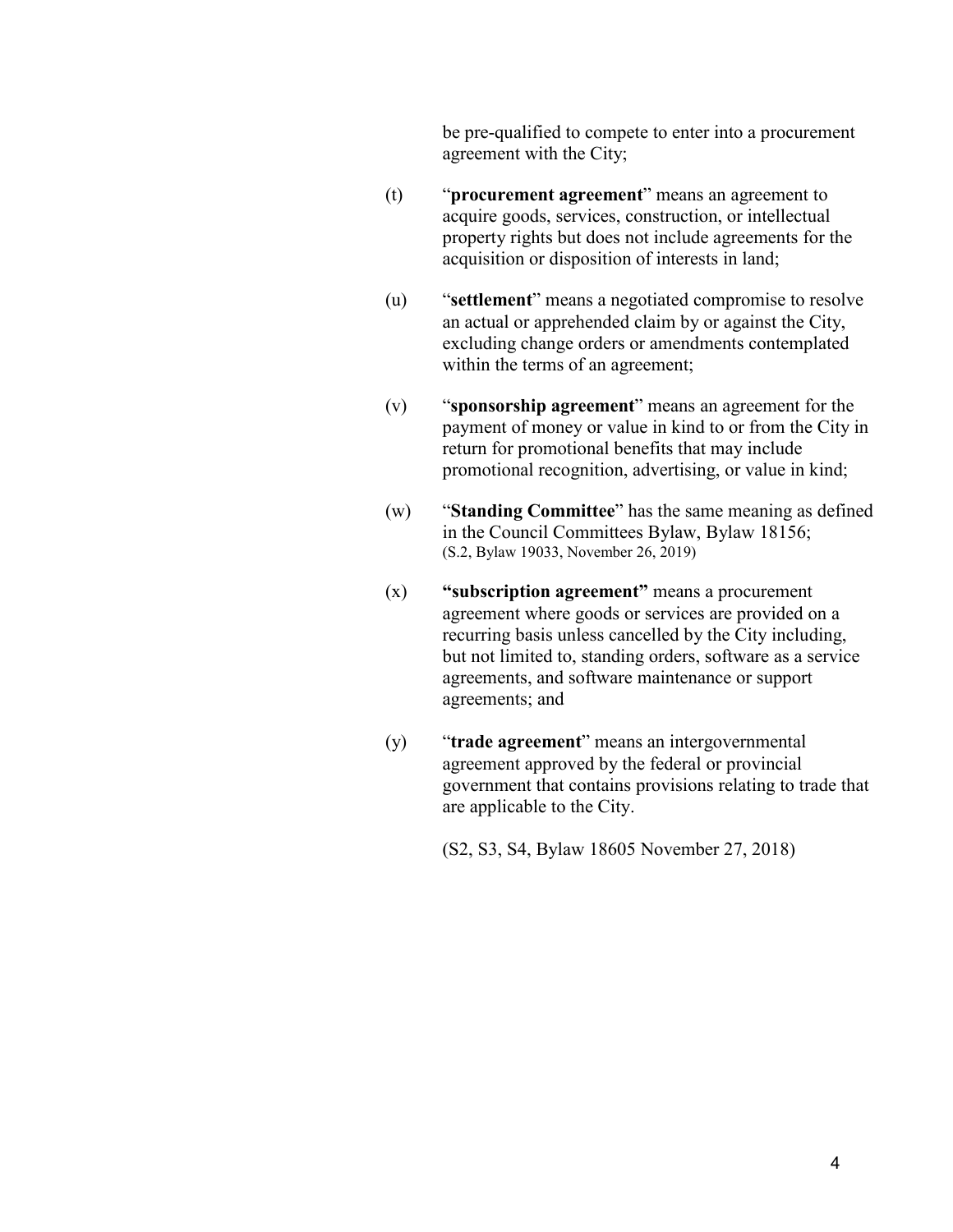be pre-qualified to compete to enter into a procurement agreement with the City;

(t) "**procurement agreement**" means an agreement to acquire goods, services, construction, or intellectual property rights but does not include agreements for the acquisition or disposition of interests in land;

(u) "**settlement**" means a negotiated compromise to resolve an actual or apprehended claim by or against the City, excluding change orders or amendments contemplated within the terms of an agreement;

(v) "**sponsorship agreement**" means an agreement for the payment of money or value in kind to or from the City in return for promotional benefits that may include promotional recognition, advertising, or value in kind;

(w) "**Standing Committee**" has the same meaning as defined in the Council Committees Bylaw, Bylaw 18156;
(S.2, Bylaw 19033, November 26, 2019)

(x) **"subscription agreement"** means a procurement agreement where goods or services are provided on a recurring basis unless cancelled by the City including, but not limited to, standing orders, software as a service agreements, and software maintenance or support agreements; and

(y) "**trade agreement**" means an intergovernmental agreement approved by the federal or provincial government that contains provisions relating to trade that are applicable to the City.

(S2, S3, S4, Bylaw 18605 November 27, 2018)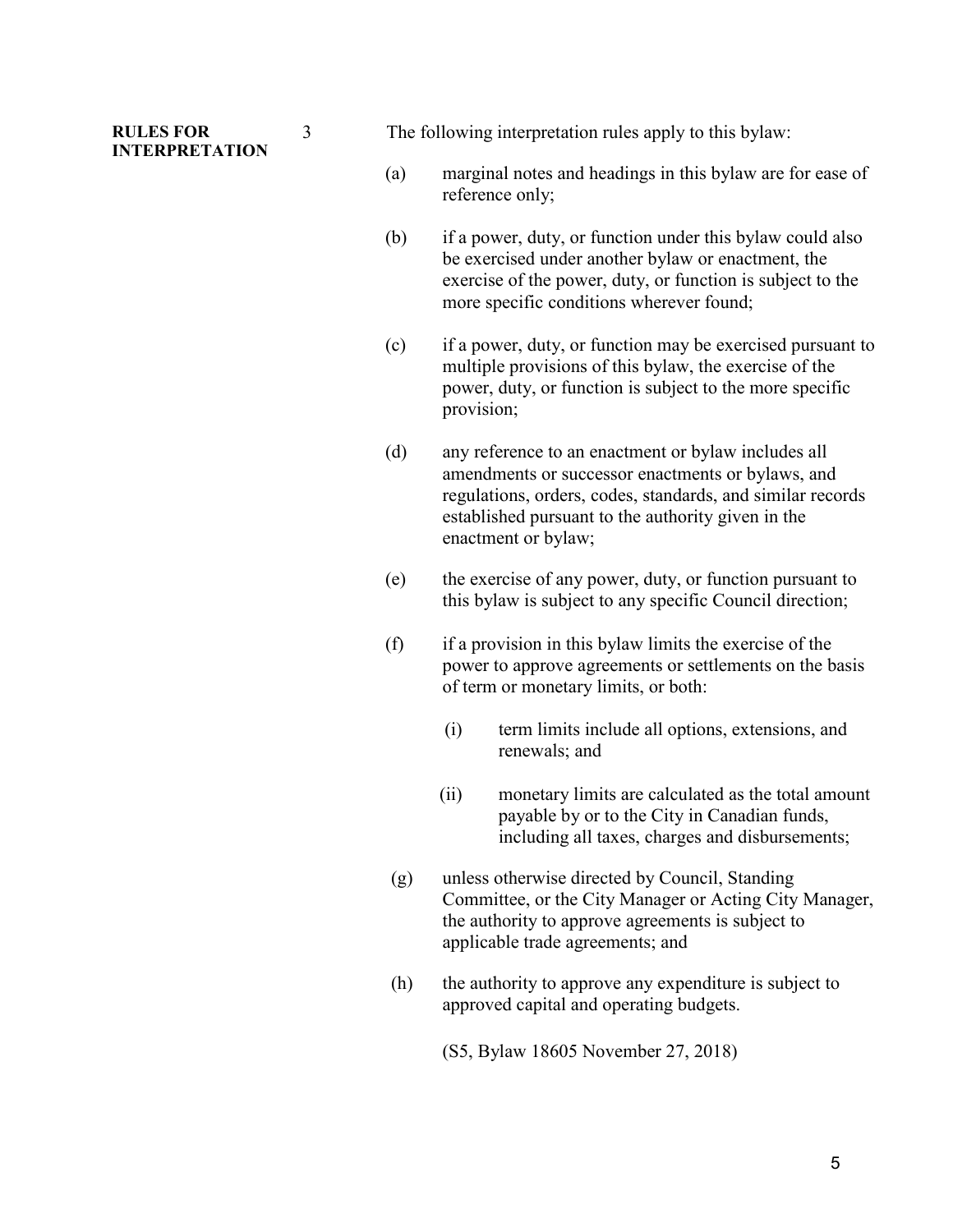**RULES FOR INTERPRETATION**

3 The following interpretation rules apply to this bylaw:

(a) marginal notes and headings in this bylaw are for ease of reference only;

(b) if a power, duty, or function under this bylaw could also be exercised under another bylaw or enactment, the exercise of the power, duty, or function is subject to the more specific conditions wherever found;

(c) if a power, duty, or function may be exercised pursuant to multiple provisions of this bylaw, the exercise of the power, duty, or function is subject to the more specific provision;

(d) any reference to an enactment or bylaw includes all amendments or successor enactments or bylaws, and regulations, orders, codes, standards, and similar records established pursuant to the authority given in the enactment or bylaw;

(e) the exercise of any power, duty, or function pursuant to this bylaw is subject to any specific Council direction;

(f) if a provision in this bylaw limits the exercise of the power to approve agreements or settlements on the basis of term or monetary limits, or both:

  (i) term limits include all options, extensions, and renewals; and

  (ii) monetary limits are calculated as the total amount payable by or to the City in Canadian funds, including all taxes, charges and disbursements;

(g) unless otherwise directed by Council, Standing Committee, or the City Manager or Acting City Manager, the authority to approve agreements is subject to applicable trade agreements; and

(h) the authority to approve any expenditure is subject to approved capital and operating budgets.

(S5, Bylaw 18605 November 27, 2018)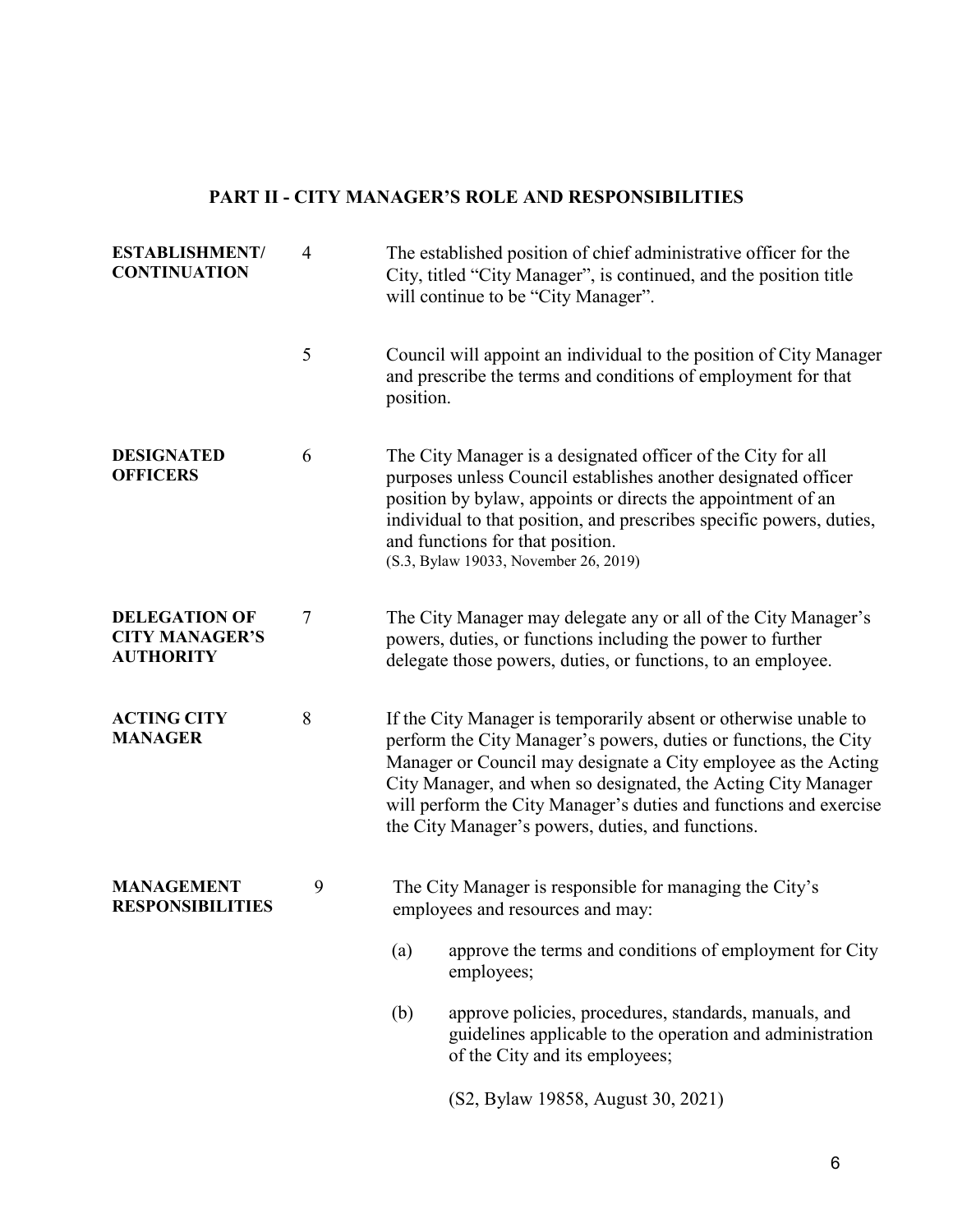## PART II - CITY MANAGER'S ROLE AND RESPONSIBILITIES

**ESTABLISHMENT/ CONTINUATION**

4 The established position of chief administrative officer for the City, titled "City Manager", is continued, and the position title will continue to be "City Manager".

5 Council will appoint an individual to the position of City Manager and prescribe the terms and conditions of employment for that position.

**DESIGNATED OFFICERS**

6 The City Manager is a designated officer of the City for all purposes unless Council establishes another designated officer position by bylaw, appoints or directs the appointment of an individual to that position, and prescribes specific powers, duties, and functions for that position.
(S.3, Bylaw 19033, November 26, 2019)

**DELEGATION OF CITY MANAGER'S AUTHORITY**

7 The City Manager may delegate any or all of the City Manager's powers, duties, or functions including the power to further delegate those powers, duties, or functions, to an employee.

**ACTING CITY MANAGER**

8 If the City Manager is temporarily absent or otherwise unable to perform the City Manager's powers, duties or functions, the City Manager or Council may designate a City employee as the Acting City Manager, and when so designated, the Acting City Manager will perform the City Manager's duties and functions and exercise the City Manager's powers, duties, and functions.

**MANAGEMENT RESPONSIBILITIES**

9 The City Manager is responsible for managing the City's employees and resources and may:

(a) approve the terms and conditions of employment for City employees;

(b) approve policies, procedures, standards, manuals, and guidelines applicable to the operation and administration of the City and its employees;

(S2, Bylaw 19858, August 30, 2021)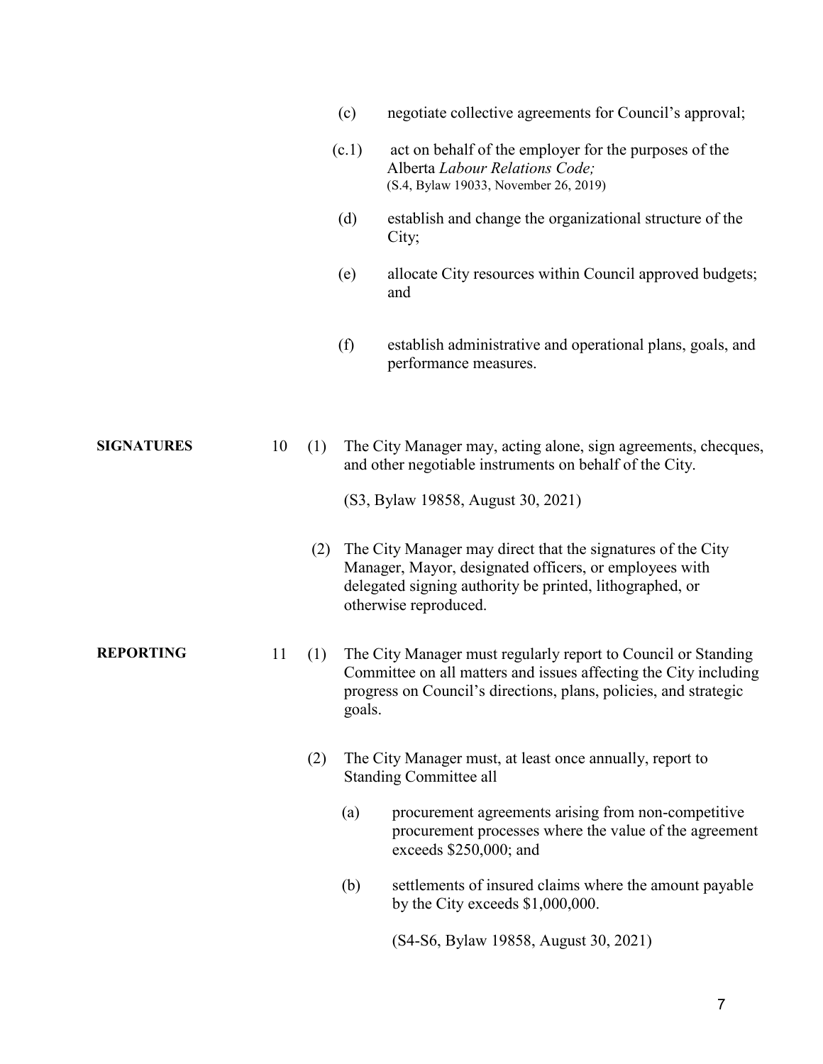(c) negotiate collective agreements for Council's approval;

(c.1) act on behalf of the employer for the purposes of the Alberta *Labour Relations Code;*
(S.4, Bylaw 19033, November 26, 2019)

(d) establish and change the organizational structure of the City;

(e) allocate City resources within Council approved budgets; and

(f) establish administrative and operational plans, goals, and performance measures.

**SIGNATURES**

10 (1) The City Manager may, acting alone, sign agreements, checques, and other negotiable instruments on behalf of the City.

(S3, Bylaw 19858, August 30, 2021)

(2) The City Manager may direct that the signatures of the City Manager, Mayor, designated officers, or employees with delegated signing authority be printed, lithographed, or otherwise reproduced.

**REPORTING**

11 (1) The City Manager must regularly report to Council or Standing Committee on all matters and issues affecting the City including progress on Council's directions, plans, policies, and strategic goals.

(2) The City Manager must, at least once annually, report to Standing Committee all

(a) procurement agreements arising from non-competitive procurement processes where the value of the agreement exceeds $250,000; and

(b) settlements of insured claims where the amount payable by the City exceeds $1,000,000.

(S4-S6, Bylaw 19858, August 30, 2021)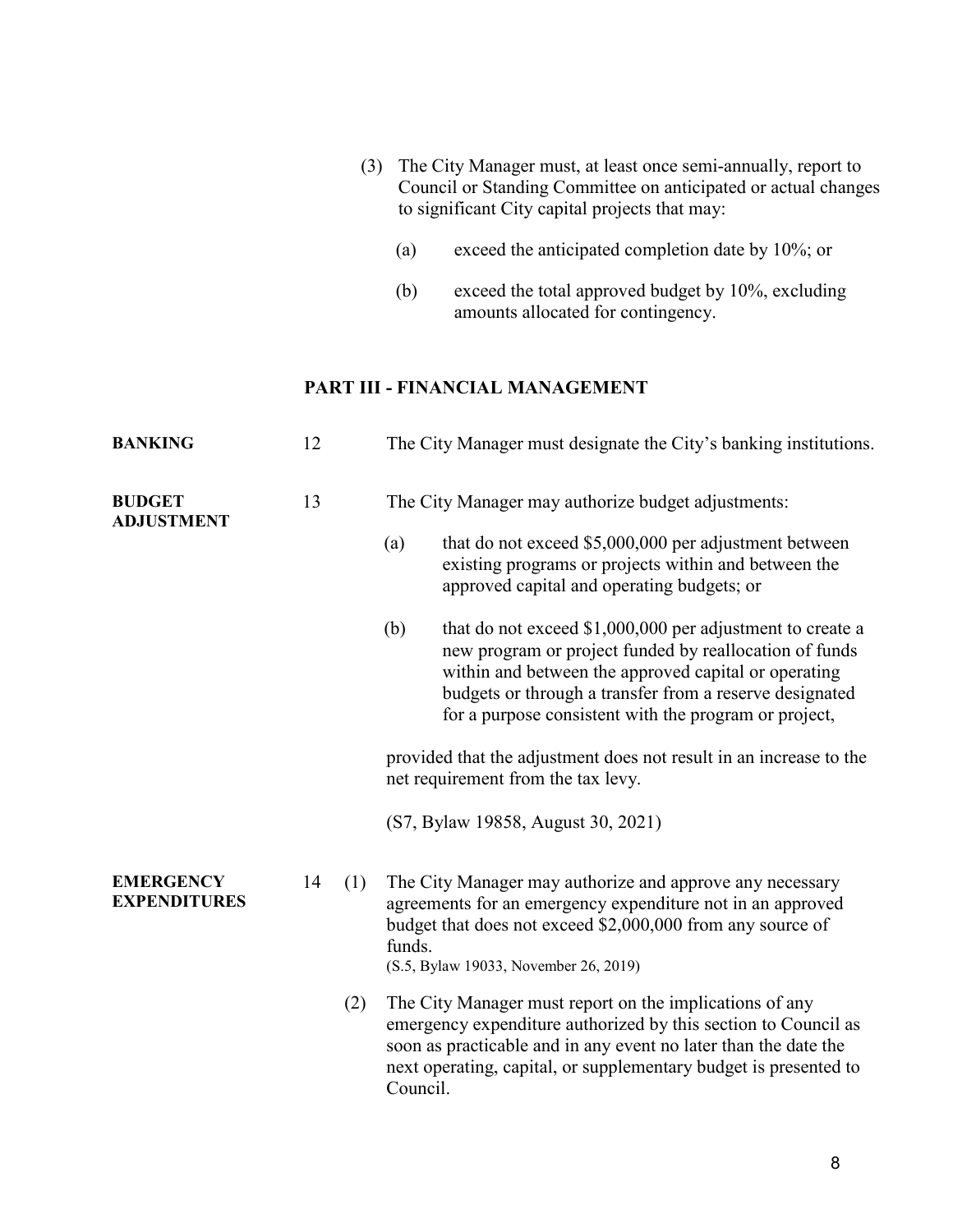(3) The City Manager must, at least once semi-annually, report to Council or Standing Committee on anticipated or actual changes to significant City capital projects that may:

(a) exceed the anticipated completion date by 10%; or

(b) exceed the total approved budget by 10%, excluding amounts allocated for contingency.

## PART III - FINANCIAL MANAGEMENT

**BANKING**

12 The City Manager must designate the City's banking institutions.

**BUDGET ADJUSTMENT**

13 The City Manager may authorize budget adjustments:

(a) that do not exceed $5,000,000 per adjustment between existing programs or projects within and between the approved capital and operating budgets; or

(b) that do not exceed $1,000,000 per adjustment to create a new program or project funded by reallocation of funds within and between the approved capital or operating budgets or through a transfer from a reserve designated for a purpose consistent with the program or project,

provided that the adjustment does not result in an increase to the net requirement from the tax levy.

(S7, Bylaw 19858, August 30, 2021)

**EMERGENCY EXPENDITURES**

14 (1) The City Manager may authorize and approve any necessary agreements for an emergency expenditure not in an approved budget that does not exceed $2,000,000 from any source of funds.
(S.5, Bylaw 19033, November 26, 2019)

(2) The City Manager must report on the implications of any emergency expenditure authorized by this section to Council as soon as practicable and in any event no later than the date the next operating, capital, or supplementary budget is presented to Council.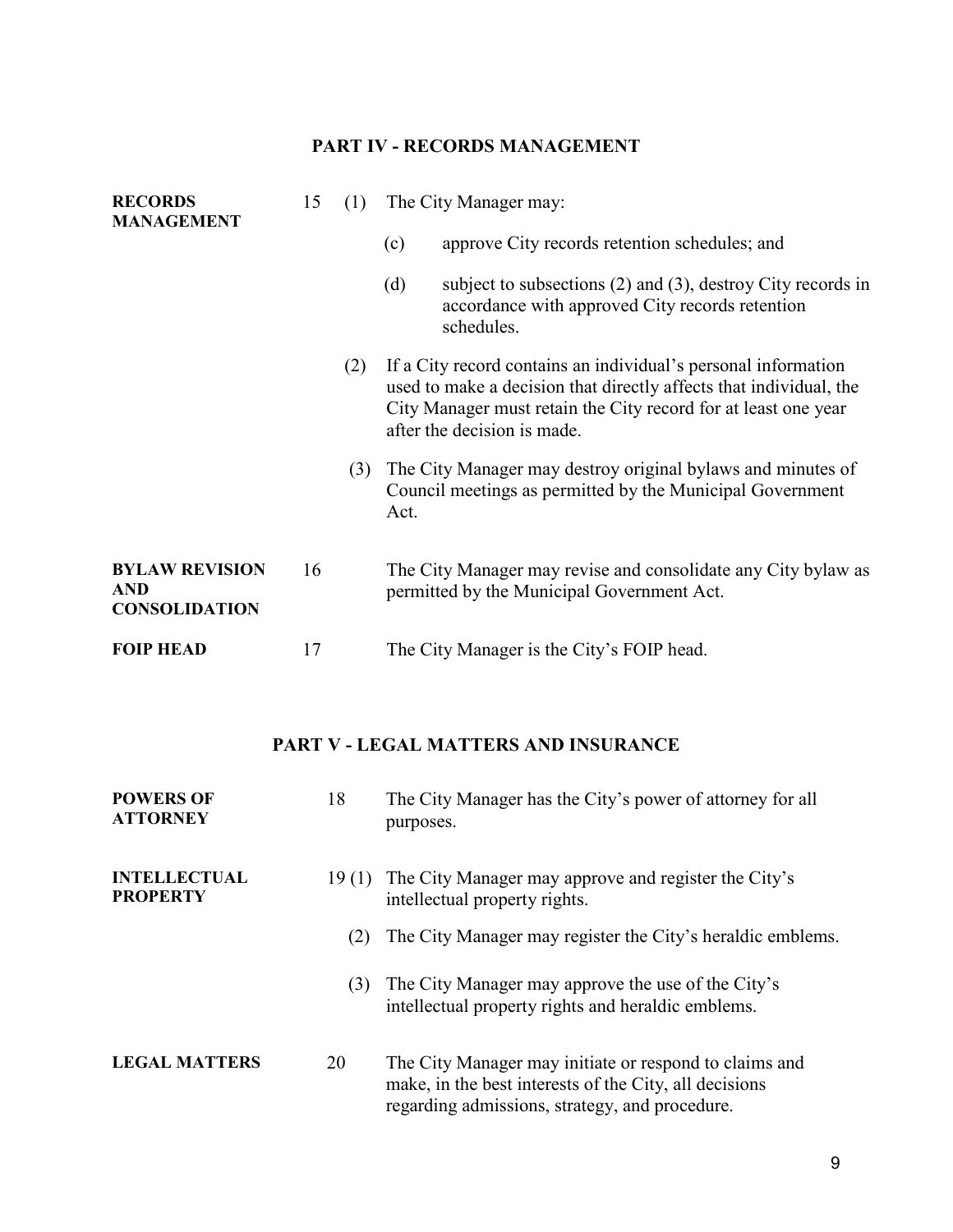## PART IV - RECORDS MANAGEMENT

**RECORDS MANAGEMENT**

15 (1) The City Manager may:

(c) approve City records retention schedules; and

(d) subject to subsections (2) and (3), destroy City records in accordance with approved City records retention schedules.

(2) If a City record contains an individual's personal information used to make a decision that directly affects that individual, the City Manager must retain the City record for at least one year after the decision is made.

(3) The City Manager may destroy original bylaws and minutes of Council meetings as permitted by the Municipal Government Act.

**BYLAW REVISION AND CONSOLIDATION**

16 The City Manager may revise and consolidate any City bylaw as permitted by the Municipal Government Act.

**FOIP HEAD**

17 The City Manager is the City's FOIP head.

## PART V - LEGAL MATTERS AND INSURANCE

**POWERS OF ATTORNEY**

18 The City Manager has the City's power of attorney for all purposes.

**INTELLECTUAL PROPERTY**

19 (1) The City Manager may approve and register the City's intellectual property rights.

(2) The City Manager may register the City's heraldic emblems.

(3) The City Manager may approve the use of the City's intellectual property rights and heraldic emblems.

**LEGAL MATTERS**

20 The City Manager may initiate or respond to claims and make, in the best interests of the City, all decisions regarding admissions, strategy, and procedure.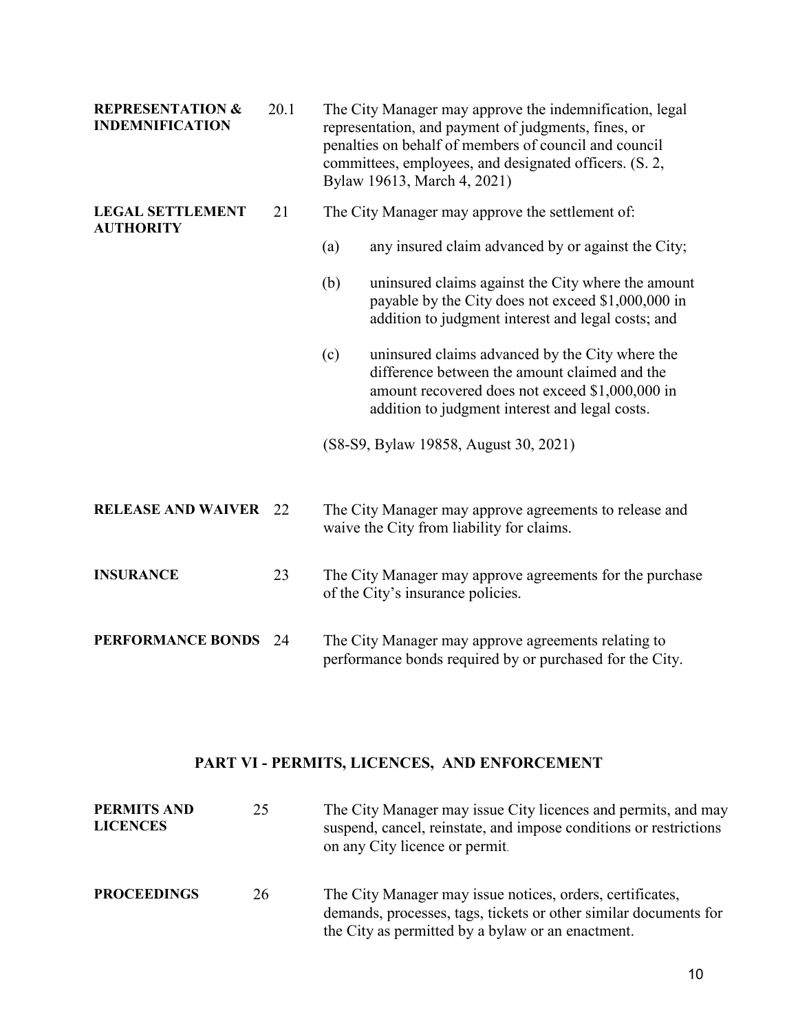**REPRESENTATION & INDEMNIFICATION** 20.1 The City Manager may approve the indemnification, legal representation, and payment of judgments, fines, or penalties on behalf of members of council and council committees, employees, and designated officers. (S. 2, Bylaw 19613, March 4, 2021)

**LEGAL SETTLEMENT AUTHORITY** 21 The City Manager may approve the settlement of:

(a) any insured claim advanced by or against the City;

(b) uninsured claims against the City where the amount payable by the City does not exceed $1,000,000 in addition to judgment interest and legal costs; and

(c) uninsured claims advanced by the City where the difference between the amount claimed and the amount recovered does not exceed $1,000,000 in addition to judgment interest and legal costs.

(S8-S9, Bylaw 19858, August 30, 2021)

**RELEASE AND WAIVER** 22 The City Manager may approve agreements to release and waive the City from liability for claims.

**INSURANCE** 23 The City Manager may approve agreements for the purchase of the City's insurance policies.

**PERFORMANCE BONDS** 24 The City Manager may approve agreements relating to performance bonds required by or purchased for the City.

## PART VI - PERMITS, LICENCES, AND ENFORCEMENT

**PERMITS AND LICENCES** 25 The City Manager may issue City licences and permits, and may suspend, cancel, reinstate, and impose conditions or restrictions on any City licence or permit.

**PROCEEDINGS** 26 The City Manager may issue notices, orders, certificates, demands, processes, tags, tickets or other similar documents for the City as permitted by a bylaw or an enactment.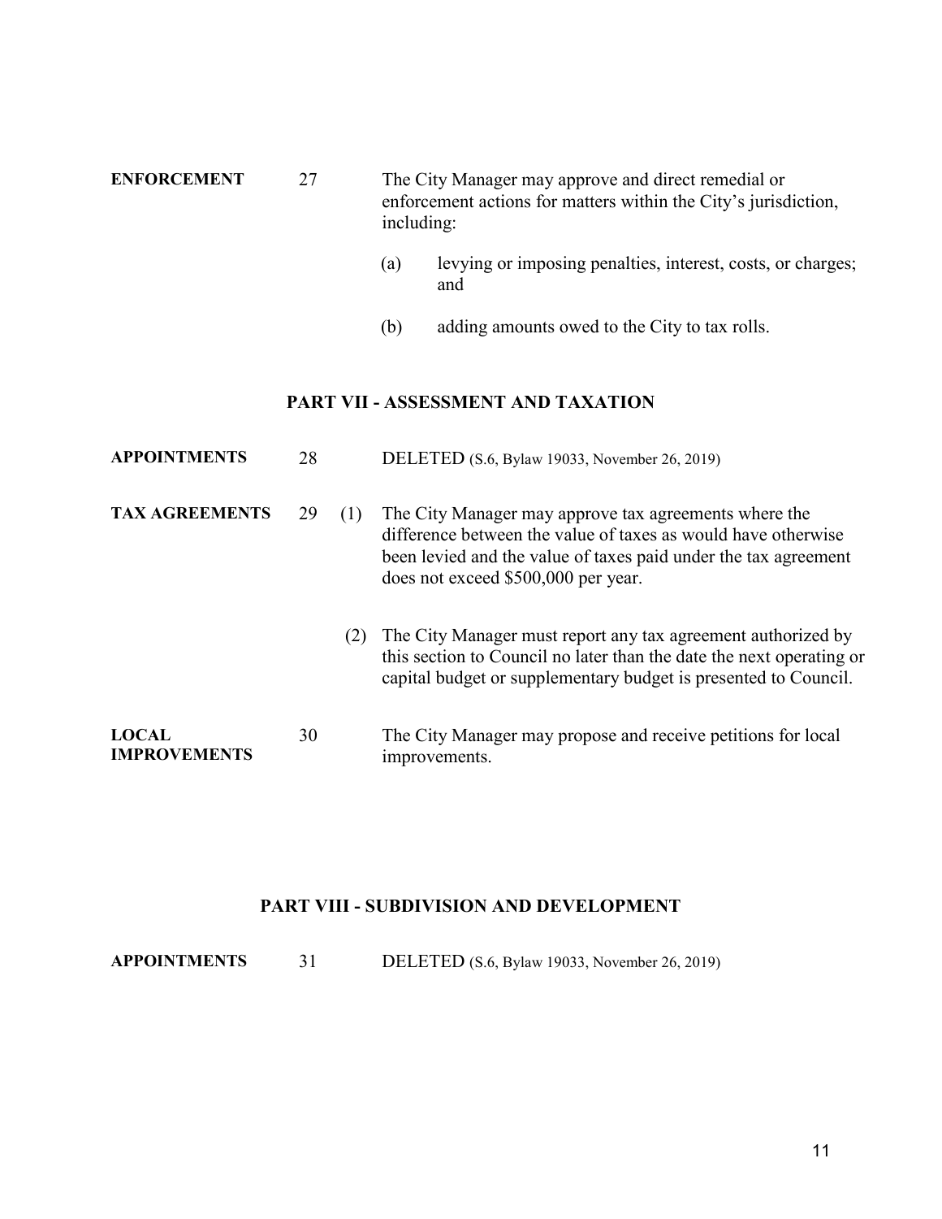**ENFORCEMENT** 27 The City Manager may approve and direct remedial or enforcement actions for matters within the City's jurisdiction, including:

(a) levying or imposing penalties, interest, costs, or charges; and

(b) adding amounts owed to the City to tax rolls.

## PART VII - ASSESSMENT AND TAXATION

**APPOINTMENTS** 28 DELETED (S.6, Bylaw 19033, November 26, 2019)

**TAX AGREEMENTS** 29 (1) The City Manager may approve tax agreements where the difference between the value of taxes as would have otherwise been levied and the value of taxes paid under the tax agreement does not exceed $500,000 per year.

(2) The City Manager must report any tax agreement authorized by this section to Council no later than the date the next operating or capital budget or supplementary budget is presented to Council.

**LOCAL IMPROVEMENTS** 30 The City Manager may propose and receive petitions for local improvements.

## PART VIII - SUBDIVISION AND DEVELOPMENT

**APPOINTMENTS** 31 DELETED (S.6, Bylaw 19033, November 26, 2019)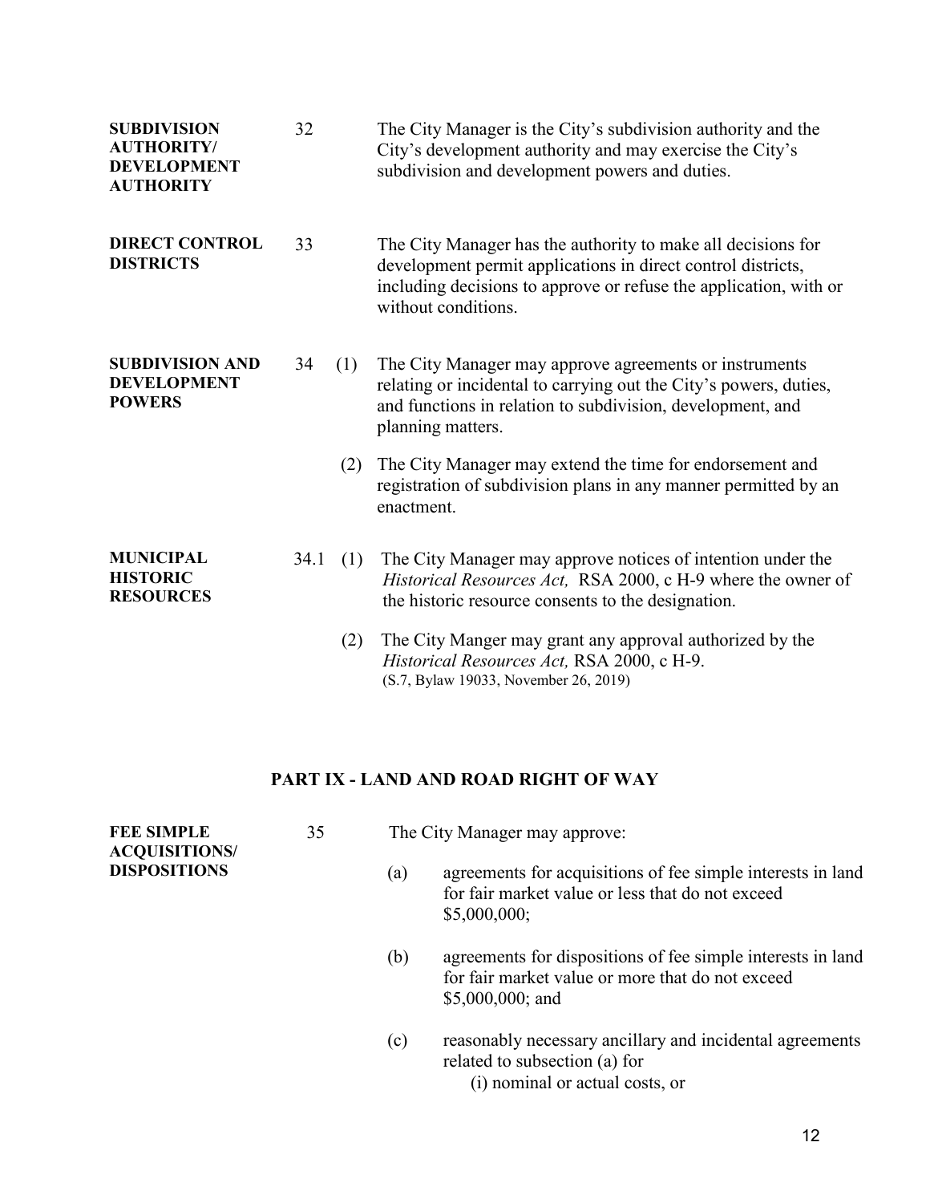**SUBDIVISION AUTHORITY/ DEVELOPMENT AUTHORITY**

32 The City Manager is the City's subdivision authority and the City's development authority and may exercise the City's subdivision and development powers and duties.

**DIRECT CONTROL DISTRICTS**

33 The City Manager has the authority to make all decisions for development permit applications in direct control districts, including decisions to approve or refuse the application, with or without conditions.

**SUBDIVISION AND DEVELOPMENT POWERS**

34 (1) The City Manager may approve agreements or instruments relating or incidental to carrying out the City's powers, duties, and functions in relation to subdivision, development, and planning matters.

(2) The City Manager may extend the time for endorsement and registration of subdivision plans in any manner permitted by an enactment.

**MUNICIPAL HISTORIC RESOURCES**

34.1 (1) The City Manager may approve notices of intention under the *Historical Resources Act,* RSA 2000, c H-9 where the owner of the historic resource consents to the designation.

(2) The City Manger may grant any approval authorized by the *Historical Resources Act,* RSA 2000, c H-9.
(S.7, Bylaw 19033, November 26, 2019)

## PART IX - LAND AND ROAD RIGHT OF WAY

**FEE SIMPLE ACQUISITIONS/ DISPOSITIONS**

35 The City Manager may approve:

(a) agreements for acquisitions of fee simple interests in land for fair market value or less that do not exceed $5,000,000;

(b) agreements for dispositions of fee simple interests in land for fair market value or more that do not exceed $5,000,000; and

(c) reasonably necessary ancillary and incidental agreements related to subsection (a) for
    (i) nominal or actual costs, or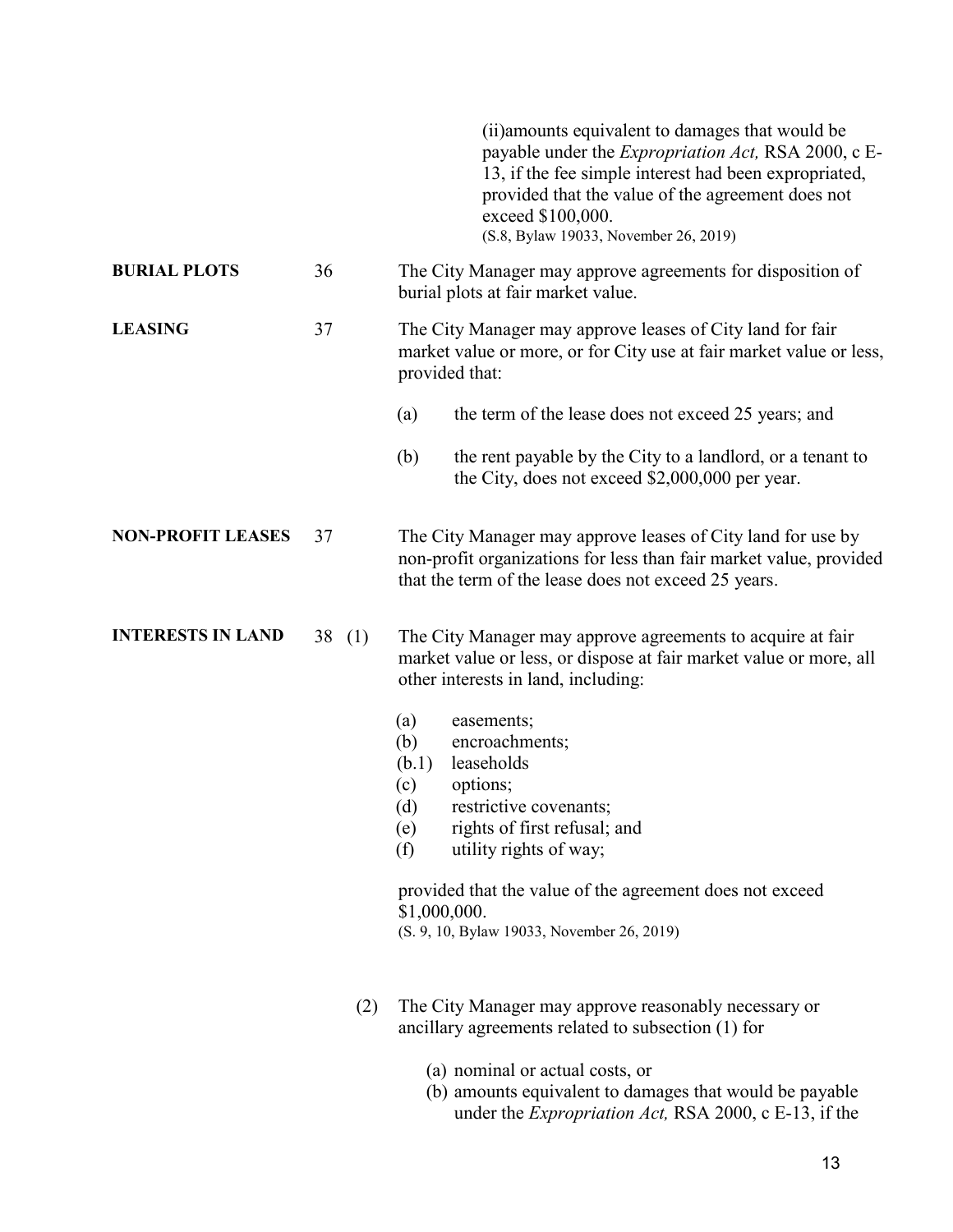(ii)amounts equivalent to damages that would be payable under the *Expropriation Act,* RSA 2000, c E-13, if the fee simple interest had been expropriated, provided that the value of the agreement does not exceed $100,000.
(S.8, Bylaw 19033, November 26, 2019)

**BURIAL PLOTS** 36 The City Manager may approve agreements for disposition of burial plots at fair market value.

**LEASING** 37 The City Manager may approve leases of City land for fair market value or more, or for City use at fair market value or less, provided that:

(a) the term of the lease does not exceed 25 years; and

(b) the rent payable by the City to a landlord, or a tenant to the City, does not exceed $2,000,000 per year.

**NON-PROFIT LEASES** 37 The City Manager may approve leases of City land for use by non-profit organizations for less than fair market value, provided that the term of the lease does not exceed 25 years.

**INTERESTS IN LAND** 38 (1) The City Manager may approve agreements to acquire at fair market value or less, or dispose at fair market value or more, all other interests in land, including:

(a) easements;
(b) encroachments;
(b.1) leaseholds
(c) options;
(d) restrictive covenants;
(e) rights of first refusal; and
(f) utility rights of way;

provided that the value of the agreement does not exceed $1,000,000.
(S. 9, 10, Bylaw 19033, November 26, 2019)

(2) The City Manager may approve reasonably necessary or ancillary agreements related to subsection (1) for

(a) nominal or actual costs, or
(b) amounts equivalent to damages that would be payable under the *Expropriation Act,* RSA 2000, c E-13, if the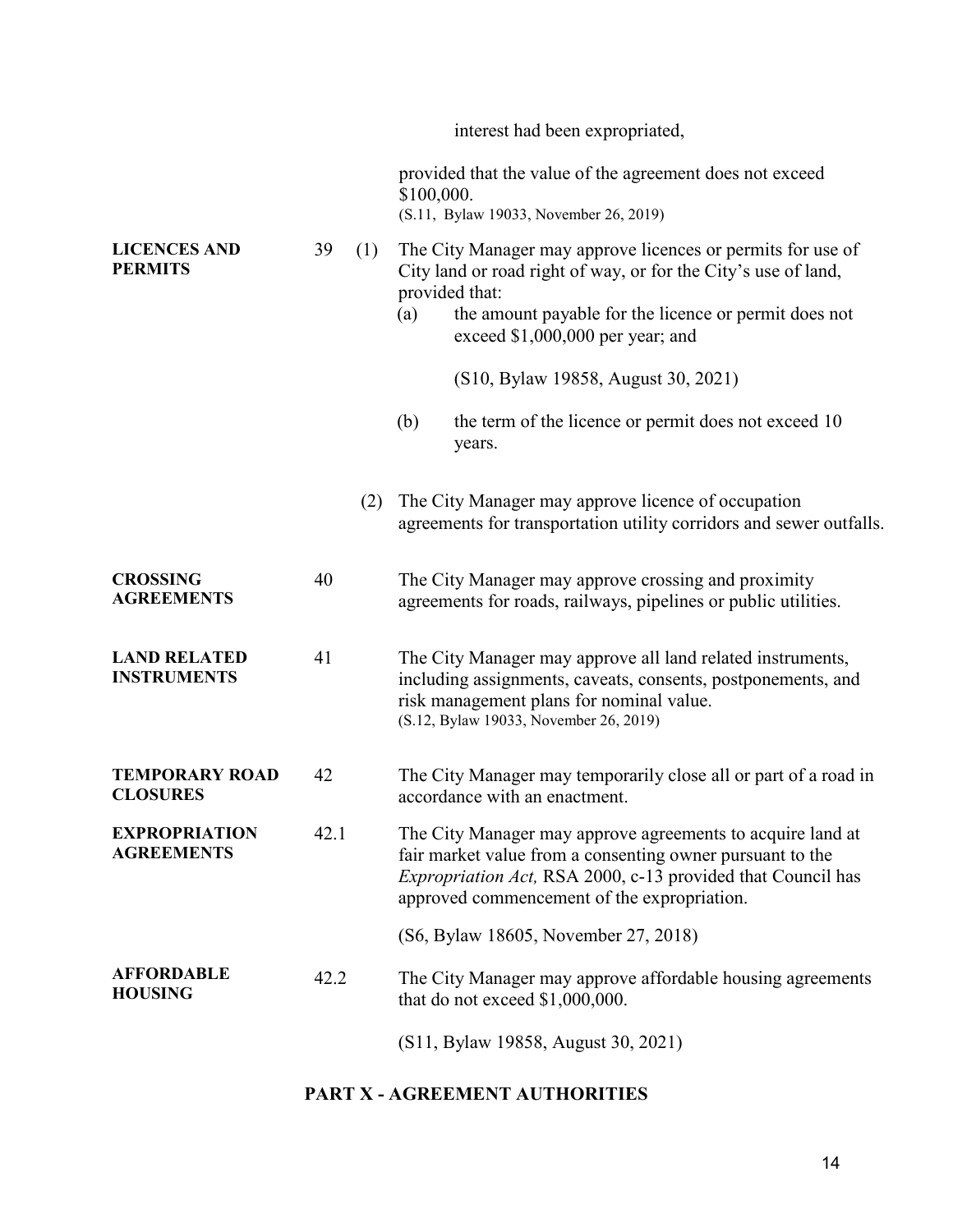interest had been expropriated,

provided that the value of the agreement does not exceed $100,000.
(S.11, Bylaw 19033, November 26, 2019)

**LICENCES AND PERMITS**

39 (1) The City Manager may approve licences or permits for use of City land or road right of way, or for the City's use of land, provided that:

(a) the amount payable for the licence or permit does not exceed $1,000,000 per year; and

(S10, Bylaw 19858, August 30, 2021)

(b) the term of the licence or permit does not exceed 10 years.

(2) The City Manager may approve licence of occupation agreements for transportation utility corridors and sewer outfalls.

**CROSSING AGREEMENTS**

40 The City Manager may approve crossing and proximity agreements for roads, railways, pipelines or public utilities.

**LAND RELATED INSTRUMENTS**

41 The City Manager may approve all land related instruments, including assignments, caveats, consents, postponements, and risk management plans for nominal value.
(S.12, Bylaw 19033, November 26, 2019)

**TEMPORARY ROAD CLOSURES**

42 The City Manager may temporarily close all or part of a road in accordance with an enactment.

**EXPROPRIATION AGREEMENTS**

42.1 The City Manager may approve agreements to acquire land at fair market value from a consenting owner pursuant to the *Expropriation Act,* RSA 2000, c-13 provided that Council has approved commencement of the expropriation.

(S6, Bylaw 18605, November 27, 2018)

**AFFORDABLE HOUSING**

42.2 The City Manager may approve affordable housing agreements that do not exceed $1,000,000.

(S11, Bylaw 19858, August 30, 2021)

## PART X - AGREEMENT AUTHORITIES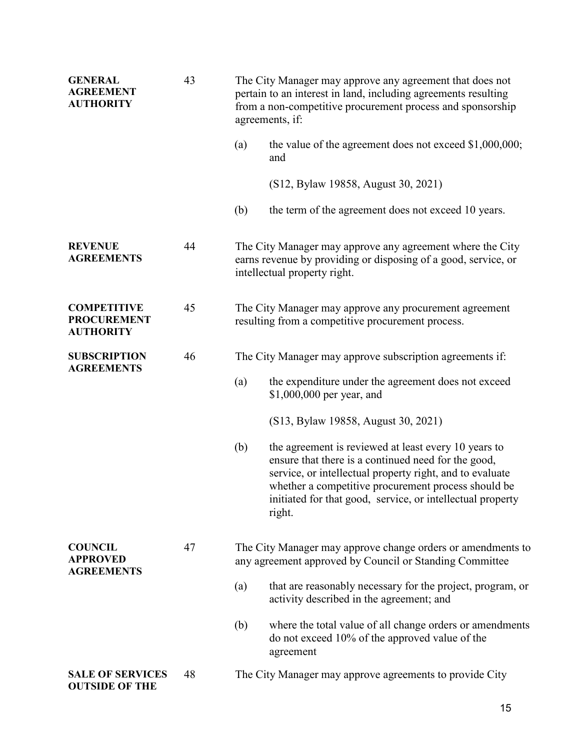**GENERAL AGREEMENT AUTHORITY**

43 The City Manager may approve any agreement that does not pertain to an interest in land, including agreements resulting from a non-competitive procurement process and sponsorship agreements, if:

(a) the value of the agreement does not exceed $1,000,000; and

(S12, Bylaw 19858, August 30, 2021)

(b) the term of the agreement does not exceed 10 years.

**REVENUE AGREEMENTS**

44 The City Manager may approve any agreement where the City earns revenue by providing or disposing of a good, service, or intellectual property right.

**COMPETITIVE PROCUREMENT AUTHORITY**

45 The City Manager may approve any procurement agreement resulting from a competitive procurement process.

**SUBSCRIPTION AGREEMENTS**

46 The City Manager may approve subscription agreements if:

(a) the expenditure under the agreement does not exceed $1,000,000 per year, and

(S13, Bylaw 19858, August 30, 2021)

(b) the agreement is reviewed at least every 10 years to ensure that there is a continued need for the good, service, or intellectual property right, and to evaluate whether a competitive procurement process should be initiated for that good, service, or intellectual property right.

**COUNCIL APPROVED AGREEMENTS**

47 The City Manager may approve change orders or amendments to any agreement approved by Council or Standing Committee

(a) that are reasonably necessary for the project, program, or activity described in the agreement; and

(b) where the total value of all change orders or amendments do not exceed 10% of the approved value of the agreement

**SALE OF SERVICES OUTSIDE OF THE**

48 The City Manager may approve agreements to provide City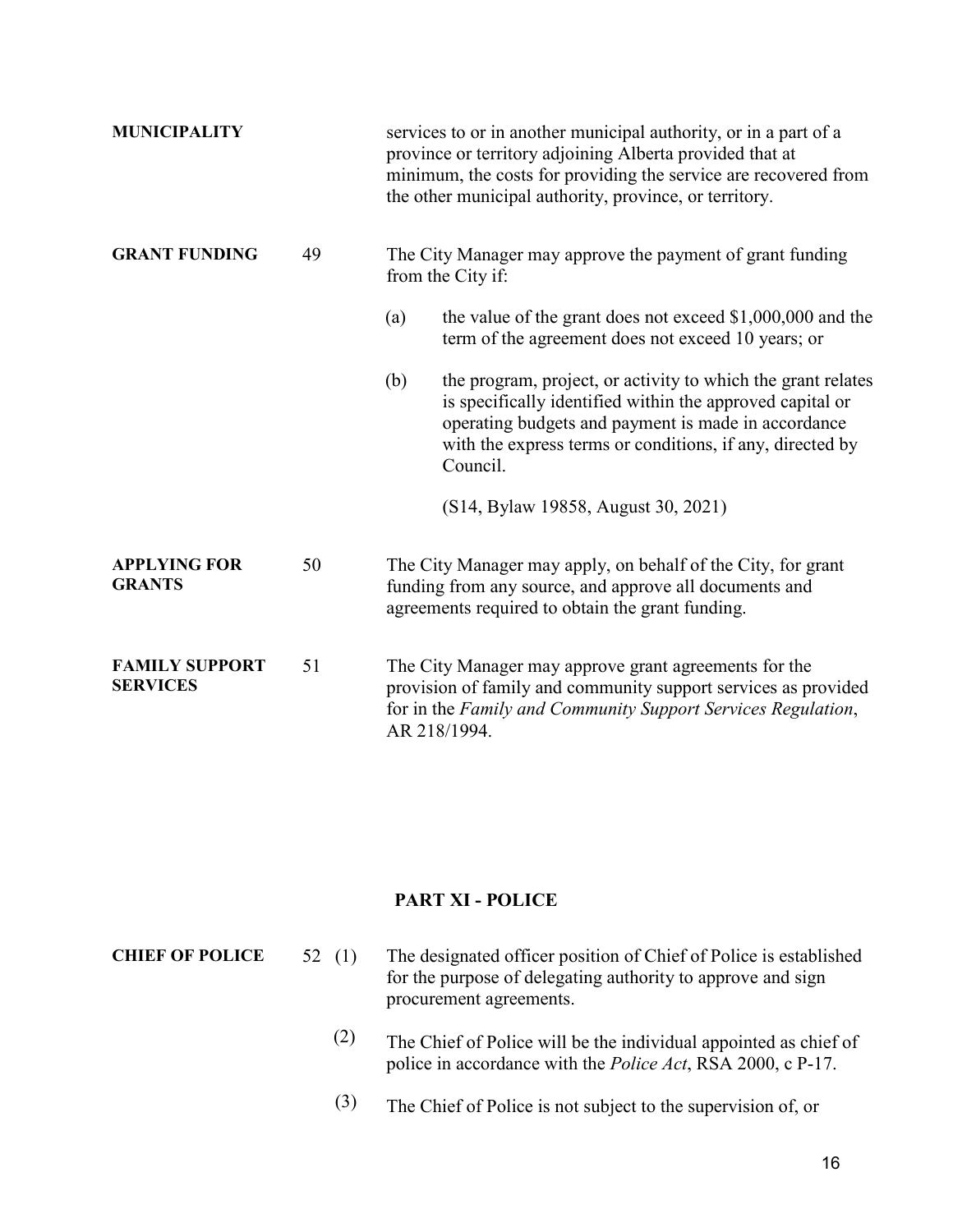**MUNICIPALITY** services to or in another municipal authority, or in a part of a province or territory adjoining Alberta provided that at minimum, the costs for providing the service are recovered from the other municipal authority, province, or territory.

**GRANT FUNDING**

49 The City Manager may approve the payment of grant funding from the City if:

(a) the value of the grant does not exceed $1,000,000 and the term of the agreement does not exceed 10 years; or

(b) the program, project, or activity to which the grant relates is specifically identified within the approved capital or operating budgets and payment is made in accordance with the express terms or conditions, if any, directed by Council.

(S14, Bylaw 19858, August 30, 2021)

**APPLYING FOR GRANTS**

50 The City Manager may apply, on behalf of the City, for grant funding from any source, and approve all documents and agreements required to obtain the grant funding.

**FAMILY SUPPORT SERVICES**

51 The City Manager may approve grant agreements for the provision of family and community support services as provided for in the *Family and Community Support Services Regulation*, AR 218/1994.

## PART XI - POLICE

**CHIEF OF POLICE**

52 (1) The designated officer position of Chief of Police is established for the purpose of delegating authority to approve and sign procurement agreements.

(2) The Chief of Police will be the individual appointed as chief of police in accordance with the *Police Act*, RSA 2000, c P-17.

(3) The Chief of Police is not subject to the supervision of, or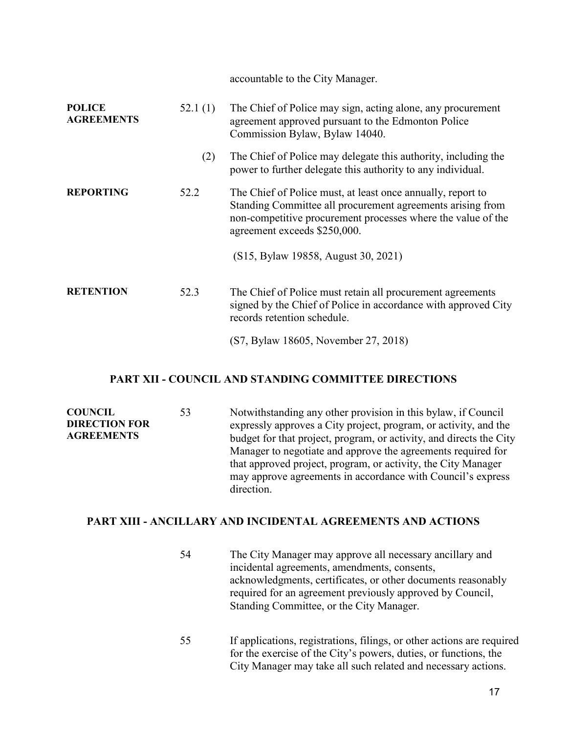accountable to the City Manager.

**POLICE AGREEMENTS** 52.1 (1) The Chief of Police may sign, acting alone, any procurement agreement approved pursuant to the Edmonton Police Commission Bylaw, Bylaw 14040.

(2) The Chief of Police may delegate this authority, including the power to further delegate this authority to any individual.

**REPORTING** 52.2 The Chief of Police must, at least once annually, report to Standing Committee all procurement agreements arising from non-competitive procurement processes where the value of the agreement exceeds $250,000.

(S15, Bylaw 19858, August 30, 2021)

**RETENTION** 52.3 The Chief of Police must retain all procurement agreements signed by the Chief of Police in accordance with approved City records retention schedule.

(S7, Bylaw 18605, November 27, 2018)

## PART XII - COUNCIL AND STANDING COMMITTEE DIRECTIONS

**COUNCIL DIRECTION FOR AGREEMENTS** 53 Notwithstanding any other provision in this bylaw, if Council expressly approves a City project, program, or activity, and the budget for that project, program, or activity, and directs the City Manager to negotiate and approve the agreements required for that approved project, program, or activity, the City Manager may approve agreements in accordance with Council's express direction.

## PART XIII - ANCILLARY AND INCIDENTAL AGREEMENTS AND ACTIONS

54 The City Manager may approve all necessary ancillary and incidental agreements, amendments, consents, acknowledgments, certificates, or other documents reasonably required for an agreement previously approved by Council, Standing Committee, or the City Manager.

55 If applications, registrations, filings, or other actions are required for the exercise of the City's powers, duties, or functions, the City Manager may take all such related and necessary actions.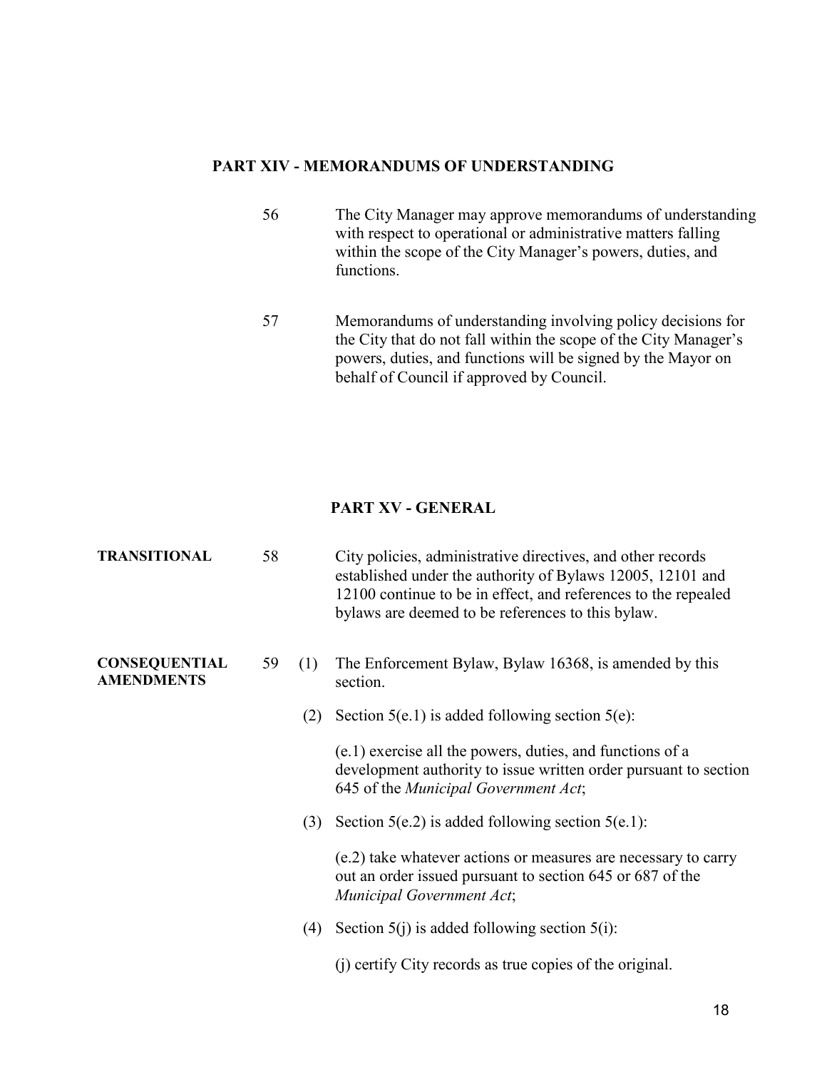## PART XIV - MEMORANDUMS OF UNDERSTANDING

56 The City Manager may approve memorandums of understanding with respect to operational or administrative matters falling within the scope of the City Manager's powers, duties, and functions.

57 Memorandums of understanding involving policy decisions for the City that do not fall within the scope of the City Manager's powers, duties, and functions will be signed by the Mayor on behalf of Council if approved by Council.

## PART XV - GENERAL

**TRANSITIONAL**

58 City policies, administrative directives, and other records established under the authority of Bylaws 12005, 12101 and 12100 continue to be in effect, and references to the repealed bylaws are deemed to be references to this bylaw.

**CONSEQUENTIAL AMENDMENTS**

59 (1) The Enforcement Bylaw, Bylaw 16368, is amended by this section.

(2) Section 5(e.1) is added following section 5(e):

(e.1) exercise all the powers, duties, and functions of a development authority to issue written order pursuant to section 645 of the *Municipal Government Act*;

(3) Section 5(e.2) is added following section 5(e.1):

(e.2) take whatever actions or measures are necessary to carry out an order issued pursuant to section 645 or 687 of the *Municipal Government Act*;

(4) Section 5(j) is added following section 5(i):

(j) certify City records as true copies of the original.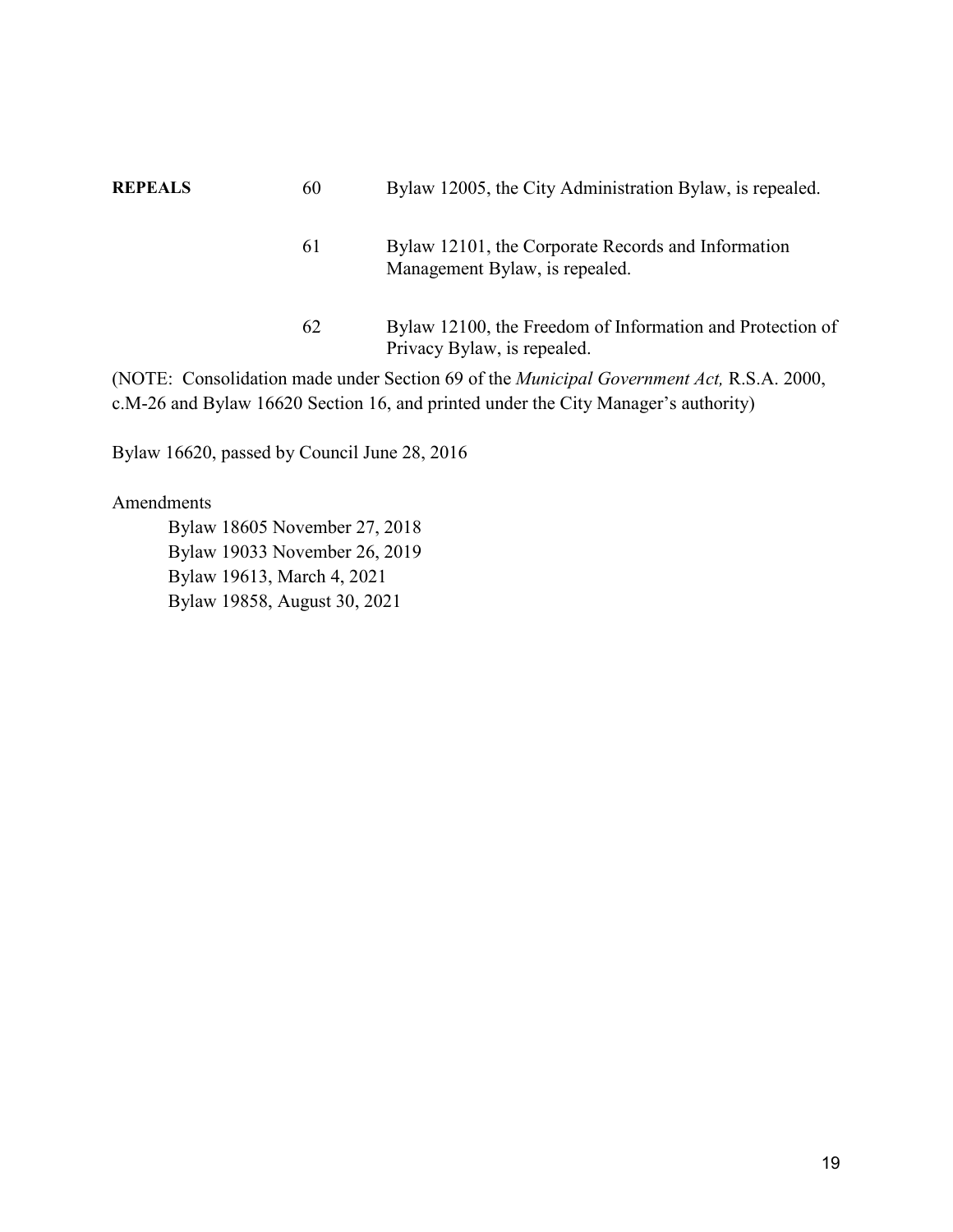**REPEALS**

60 Bylaw 12005, the City Administration Bylaw, is repealed.

61 Bylaw 12101, the Corporate Records and Information Management Bylaw, is repealed.

62 Bylaw 12100, the Freedom of Information and Protection of Privacy Bylaw, is repealed.

(NOTE: Consolidation made under Section 69 of the *Municipal Government Act,* R.S.A. 2000, c.M-26 and Bylaw 16620 Section 16, and printed under the City Manager's authority)

Bylaw 16620, passed by Council June 28, 2016

Amendments

Bylaw 18605 November 27, 2018
Bylaw 19033 November 26, 2019
Bylaw 19613, March 4, 2021
Bylaw 19858, August 30, 2021